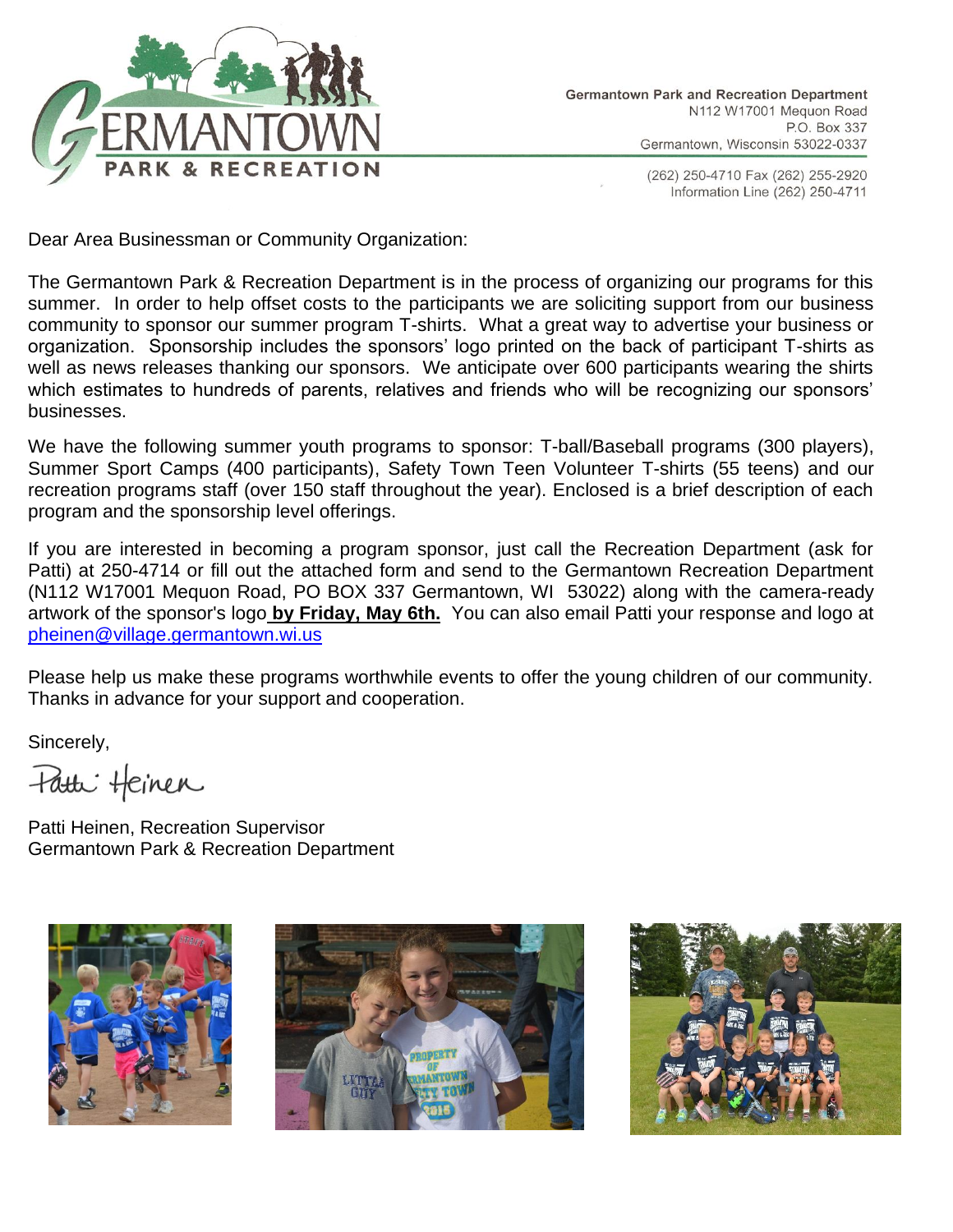Germantown Park and Recreation Department
N112 W17001 Mequon Road
P.O. Box 337
Germantown, Wisconsin 53022-0337

(262) 250-4710 Fax (262) 255-2920
Information Line (262) 250-4711

Dear Area Businessman or Community Organization:

The Germantown Park & Recreation Department is in the process of organizing our programs for this summer. In order to help offset costs to the participants we are soliciting support from our business community to sponsor our summer program T-shirts. What a great way to advertise your business or organization. Sponsorship includes the sponsors' logo printed on the back of participant T-shirts as well as news releases thanking our sponsors. We anticipate over 600 participants wearing the shirts which estimates to hundreds of parents, relatives and friends who will be recognizing our sponsors' businesses.

We have the following summer youth programs to sponsor: T-ball/Baseball programs (300 players), Summer Sport Camps (400 participants), Safety Town Teen Volunteer T-shirts (55 teens) and our recreation programs staff (over 150 staff throughout the year). Enclosed is a brief description of each program and the sponsorship level offerings.

If you are interested in becoming a program sponsor, just call the Recreation Department (ask for Patti) at 250-4714 or fill out the attached form and send to the Germantown Recreation Department (N112 W17001 Mequon Road, PO BOX 337 Germantown, WI 53022) along with the camera-ready artwork of the sponsor's logo **by Friday, May 6th.** You can also email Patti your response and logo at pheinen@village.germantown.wi.us

Please help us make these programs worthwhile events to offer the young children of our community. Thanks in advance for your support and cooperation.

Sincerely,

Patti Heinen

Patti Heinen, Recreation Supervisor
Germantown Park & Recreation Department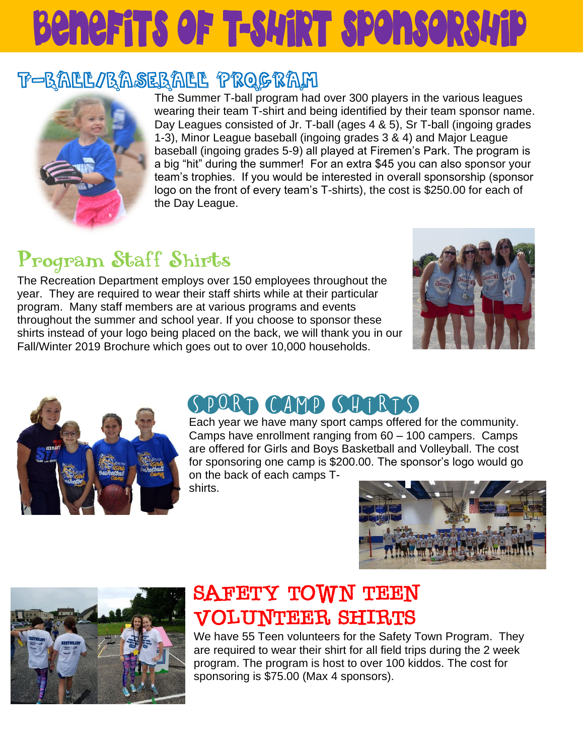# Benefits of T-Shirt Sponsorship

## T-Ball/Baseball Program

The Summer T-ball program had over 300 players in the various leagues wearing their team T-shirt and being identified by their team sponsor name. Day Leagues consisted of Jr. T-ball (ages 4 & 5), Sr T-ball (ingoing grades 1-3), Minor League baseball (ingoing grades 3 & 4) and Major League baseball (ingoing grades 5-9) all played at Firemen's Park. The program is a big "hit" during the summer! For an extra $45 you can also sponsor your team's trophies. If you would be interested in overall sponsorship (sponsor logo on the front of every team's T-shirts), the cost is $250.00 for each of the Day League.

## Program Staff Shirts

The Recreation Department employs over 150 employees throughout the year. They are required to wear their staff shirts while at their particular program. Many staff members are at various programs and events throughout the summer and school year. If you choose to sponsor these shirts instead of your logo being placed on the back, we will thank you in our Fall/Winter 2019 Brochure which goes out to over 10,000 households.

## Sport Camp Shirts

Each year we have many sport camps offered for the community. Camps have enrollment ranging from 60 – 100 campers. Camps are offered for Girls and Boys Basketball and Volleyball. The cost for sponsoring one camp is $200.00. The sponsor's logo would go on the back of each camps T-shirts.

## Safety Town Teen Volunteer Shirts

We have 55 Teen volunteers for the Safety Town Program. They are required to wear their shirt for all field trips during the 2 week program. The program is host to over 100 kiddos. The cost for sponsoring is $75.00 (Max 4 sponsors).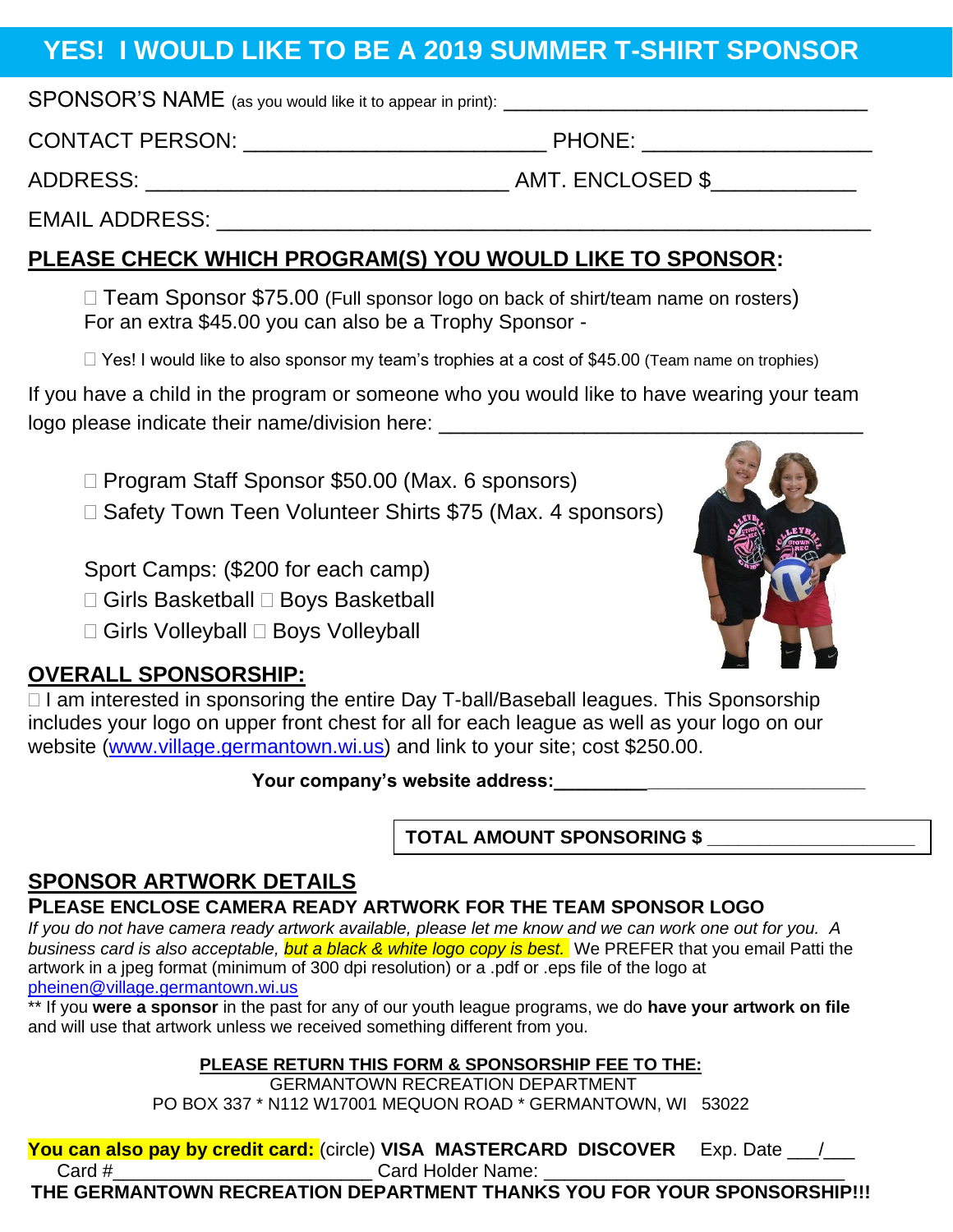# YES! I WOULD LIKE TO BE A 2019 SUMMER T-SHIRT SPONSOR

SPONSOR'S NAME (as you would like it to appear in print): ______________________________

CONTACT PERSON: ______________________ PHONE: __________________

ADDRESS: ____________________________ AMT. ENCLOSED $___________

EMAIL ADDRESS: ____________________________________________________

## PLEASE CHECK WHICH PROGRAM(S) YOU WOULD LIKE TO SPONSOR:

☐ Team Sponsor $75.00 (Full sponsor logo on back of shirt/team name on rosters)
For an extra $45.00 you can also be a Trophy Sponsor -

☐ Yes! I would like to also sponsor my team's trophies at a cost of $45.00 (Team name on trophies)

If you have a child in the program or someone who you would like to have wearing your team logo please indicate their name/division here: ___________________________________

☐ Program Staff Sponsor $50.00 (Max. 6 sponsors)
☐ Safety Town Teen Volunteer Shirts $75 (Max. 4 sponsors)

Sport Camps: ($200 for each camp)
☐ Girls Basketball ☐ Boys Basketball
☐ Girls Volleyball ☐ Boys Volleyball

## OVERALL SPONSORSHIP:

☐ I am interested in sponsoring the entire Day T-ball/Baseball leagues. This Sponsorship includes your logo on upper front chest for all for each league as well as your logo on our website (www.village.germantown.wi.us) and link to your site; cost $250.00.

**Your company's website address:**______________________________

**TOTAL AMOUNT SPONSORING $** ___________________

## SPONSOR ARTWORK DETAILS

**PLEASE ENCLOSE CAMERA READY ARTWORK FOR THE TEAM SPONSOR LOGO**

*If you do not have camera ready artwork available, please let me know and we can work one out for you. A business card is also acceptable, but a black & white logo copy is best.* We PREFER that you email Patti the artwork in a jpeg format (minimum of 300 dpi resolution) or a .pdf or .eps file of the logo at pheinen@village.germantown.wi.us

** If you **were a sponsor** in the past for any of our youth league programs, we do **have your artwork on file** and will use that artwork unless we received something different from you.

**PLEASE RETURN THIS FORM & SPONSORSHIP FEE TO THE:**
GERMANTOWN RECREATION DEPARTMENT
PO BOX 337 * N112 W17001 MEQUON ROAD * GERMANTOWN, WI 53022

**You can also pay by credit card:** (circle) **VISA MASTERCARD DISCOVER** Exp. Date ___/___
Card #________________________ Card Holder Name: ____________________________

**THE GERMANTOWN RECREATION DEPARTMENT THANKS YOU FOR YOUR SPONSORSHIP!!!**